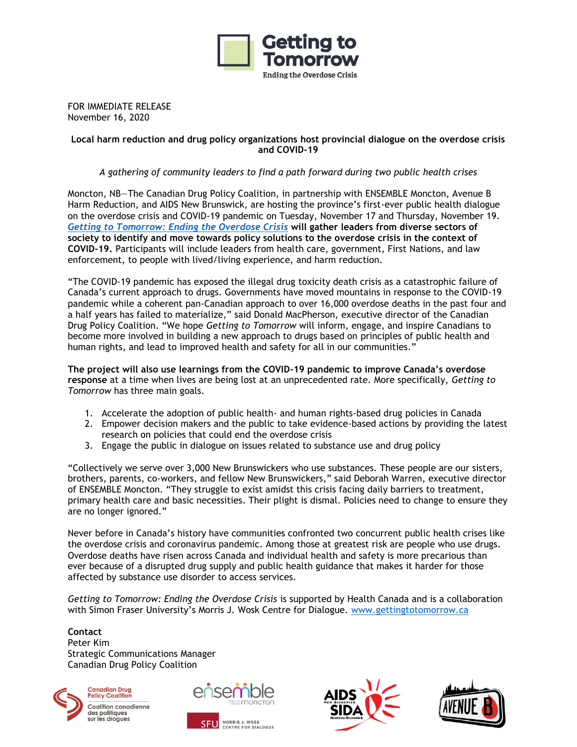FOR IMMEDIATE RELEASE
November 16, 2020

**Local harm reduction and drug policy organizations host provincial dialogue on the overdose crisis and COVID-19**

*A gathering of community leaders to find a path forward during two public health crises*

Moncton, NB—The Canadian Drug Policy Coalition, in partnership with ENSEMBLE Moncton, Avenue B Harm Reduction, and AIDS New Brunswick, are hosting the province's first-ever public health dialogue on the overdose crisis and COVID-19 pandemic on Tuesday, November 17 and Thursday, November 19. ***Getting to Tomorrow: Ending the Overdose Crisis*** **will gather leaders from diverse sectors of society to identify and move towards policy solutions to the overdose crisis in the context of COVID-19.** Participants will include leaders from health care, government, First Nations, and law enforcement, to people with lived/living experience, and harm reduction.

"The COVID-19 pandemic has exposed the illegal drug toxicity death crisis as a catastrophic failure of Canada's current approach to drugs. Governments have moved mountains in response to the COVID-19 pandemic while a coherent pan-Canadian approach to over 16,000 overdose deaths in the past four and a half years has failed to materialize," said Donald MacPherson, executive director of the Canadian Drug Policy Coalition. "We hope *Getting to Tomorrow* will inform, engage, and inspire Canadians to become more involved in building a new approach to drugs based on principles of public health and human rights, and lead to improved health and safety for all in our communities."

**The project will also use learnings from the COVID-19 pandemic to improve Canada's overdose response** at a time when lives are being lost at an unprecedented rate. More specifically, *Getting to Tomorrow* has three main goals.

1. Accelerate the adoption of public health- and human rights-based drug policies in Canada
2. Empower decision makers and the public to take evidence-based actions by providing the latest research on policies that could end the overdose crisis
3. Engage the public in dialogue on issues related to substance use and drug policy

"Collectively we serve over 3,000 New Brunswickers who use substances. These people are our sisters, brothers, parents, co-workers, and fellow New Brunswickers," said Deborah Warren, executive director of ENSEMBLE Moncton. "They struggle to exist amidst this crisis facing daily barriers to treatment, primary health care and basic necessities. Their plight is dismal. Policies need to change to ensure they are no longer ignored."

Never before in Canada's history have communities confronted two concurrent public health crises like the overdose crisis and coronavirus pandemic. Among those at greatest risk are people who use drugs. Overdose deaths have risen across Canada and individual health and safety is more precarious than ever because of a disrupted drug supply and public health guidance that makes it harder for those affected by substance use disorder to access services.

*Getting to Tomorrow: Ending the Overdose Crisis* is supported by Health Canada and is a collaboration with Simon Fraser University's Morris J. Wosk Centre for Dialogue. www.gettingtotomorrow.ca

**Contact**
Peter Kim
Strategic Communications Manager
Canadian Drug Policy Coalition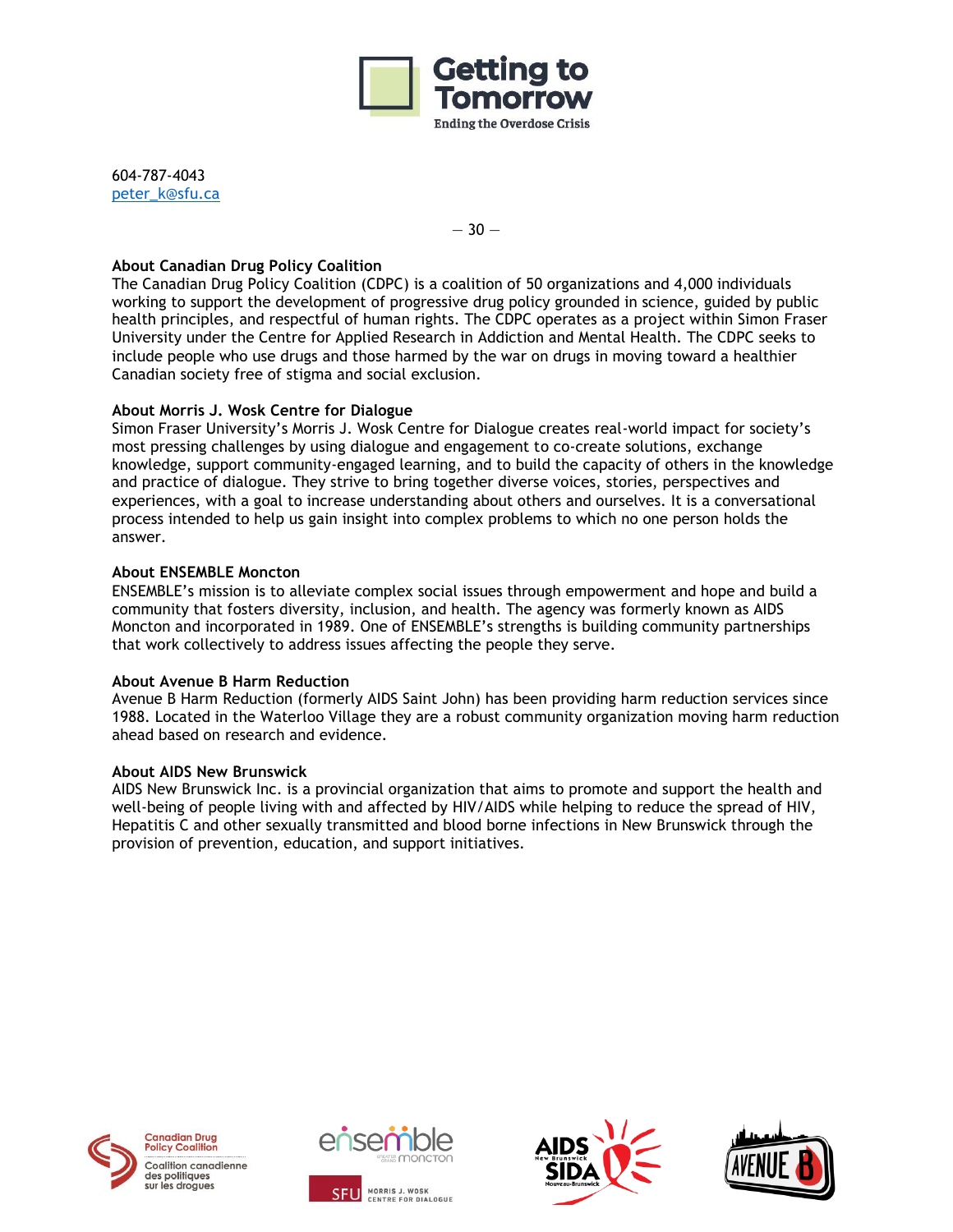604-787-4043
peter_k@sfu.ca

— 30 —

**About Canadian Drug Policy Coalition**
The Canadian Drug Policy Coalition (CDPC) is a coalition of 50 organizations and 4,000 individuals working to support the development of progressive drug policy grounded in science, guided by public health principles, and respectful of human rights. The CDPC operates as a project within Simon Fraser University under the Centre for Applied Research in Addiction and Mental Health. The CDPC seeks to include people who use drugs and those harmed by the war on drugs in moving toward a healthier Canadian society free of stigma and social exclusion.

**About Morris J. Wosk Centre for Dialogue**
Simon Fraser University's Morris J. Wosk Centre for Dialogue creates real-world impact for society's most pressing challenges by using dialogue and engagement to co-create solutions, exchange knowledge, support community-engaged learning, and to build the capacity of others in the knowledge and practice of dialogue. They strive to bring together diverse voices, stories, perspectives and experiences, with a goal to increase understanding about others and ourselves. It is a conversational process intended to help us gain insight into complex problems to which no one person holds the answer.

**About ENSEMBLE Moncton**
ENSEMBLE's mission is to alleviate complex social issues through empowerment and hope and build a community that fosters diversity, inclusion, and health. The agency was formerly known as AIDS Moncton and incorporated in 1989. One of ENSEMBLE's strengths is building community partnerships that work collectively to address issues affecting the people they serve.

**About Avenue B Harm Reduction**
Avenue B Harm Reduction (formerly AIDS Saint John) has been providing harm reduction services since 1988. Located in the Waterloo Village they are a robust community organization moving harm reduction ahead based on research and evidence.

**About AIDS New Brunswick**
AIDS New Brunswick Inc. is a provincial organization that aims to promote and support the health and well-being of people living with and affected by HIV/AIDS while helping to reduce the spread of HIV, Hepatitis C and other sexually transmitted and blood borne infections in New Brunswick through the provision of prevention, education, and support initiatives.